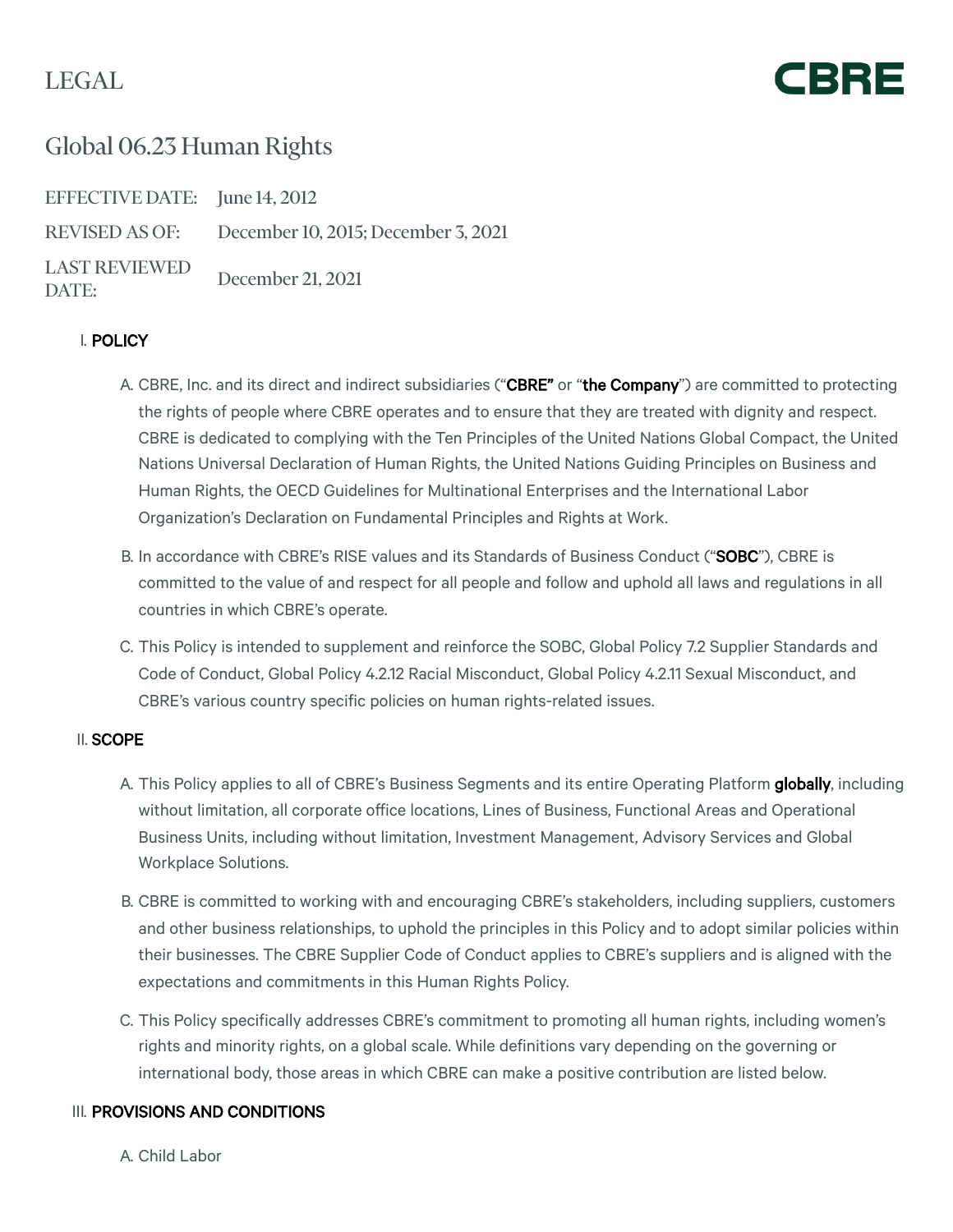LEGAL

# Global 06.23 Human Rights

| | |
|---|---|
| EFFECTIVE DATE: | June 14, 2012 |
| REVISED AS OF: | December 10, 2015; December 3, 2021 |
| LAST REVIEWED DATE: | December 21, 2021 |

## I. POLICY

A. CBRE, Inc. and its direct and indirect subsidiaries ("**CBRE"** or "**the Company**") are committed to protecting the rights of people where CBRE operates and to ensure that they are treated with dignity and respect. CBRE is dedicated to complying with the Ten Principles of the United Nations Global Compact, the United Nations Universal Declaration of Human Rights, the United Nations Guiding Principles on Business and Human Rights, the OECD Guidelines for Multinational Enterprises and the International Labor Organization's Declaration on Fundamental Principles and Rights at Work.

B. In accordance with CBRE's RISE values and its Standards of Business Conduct ("**SOBC**"), CBRE is committed to the value of and respect for all people and follow and uphold all laws and regulations in all countries in which CBRE's operate.

C. This Policy is intended to supplement and reinforce the SOBC, Global Policy 7.2 Supplier Standards and Code of Conduct, Global Policy 4.2.12 Racial Misconduct, Global Policy 4.2.11 Sexual Misconduct, and CBRE's various country specific policies on human rights-related issues.

## II. SCOPE

A. This Policy applies to all of CBRE's Business Segments and its entire Operating Platform **globally**, including without limitation, all corporate office locations, Lines of Business, Functional Areas and Operational Business Units, including without limitation, Investment Management, Advisory Services and Global Workplace Solutions.

B. CBRE is committed to working with and encouraging CBRE's stakeholders, including suppliers, customers and other business relationships, to uphold the principles in this Policy and to adopt similar policies within their businesses. The CBRE Supplier Code of Conduct applies to CBRE's suppliers and is aligned with the expectations and commitments in this Human Rights Policy.

C. This Policy specifically addresses CBRE's commitment to promoting all human rights, including women's rights and minority rights, on a global scale. While definitions vary depending on the governing or international body, those areas in which CBRE can make a positive contribution are listed below.

## III. PROVISIONS AND CONDITIONS

A. Child Labor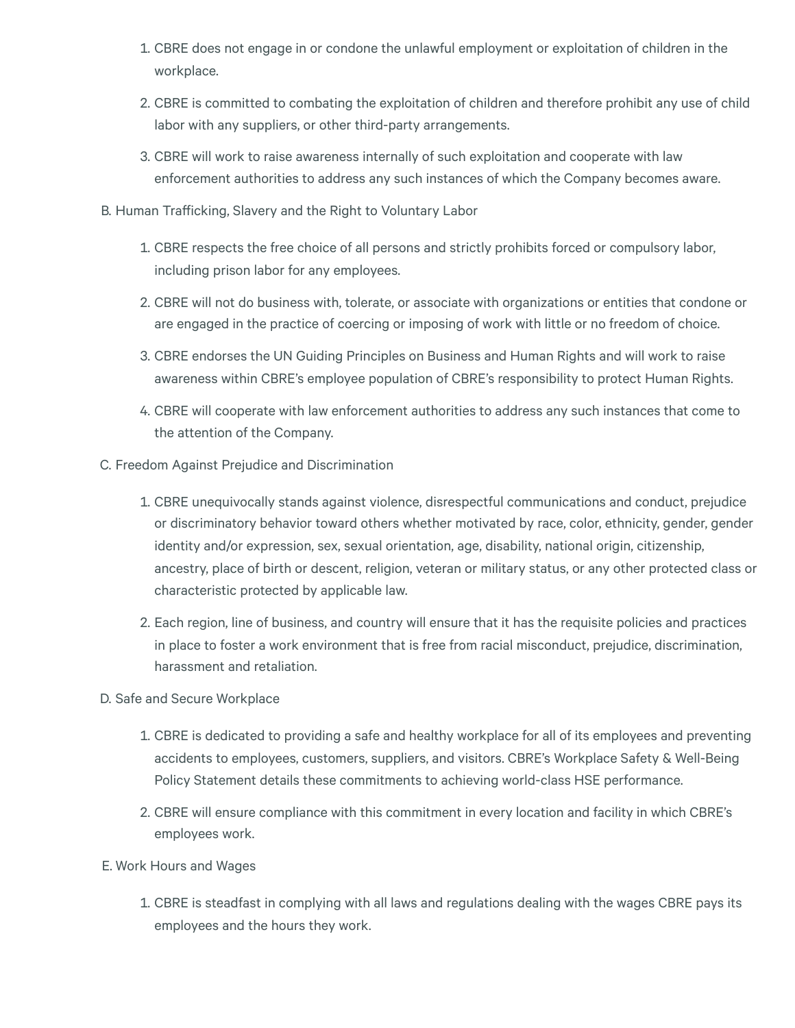1. CBRE does not engage in or condone the unlawful employment or exploitation of children in the workplace.

2. CBRE is committed to combating the exploitation of children and therefore prohibit any use of child labor with any suppliers, or other third-party arrangements.

3. CBRE will work to raise awareness internally of such exploitation and cooperate with law enforcement authorities to address any such instances of which the Company becomes aware.

B. Human Trafficking, Slavery and the Right to Voluntary Labor

1. CBRE respects the free choice of all persons and strictly prohibits forced or compulsory labor, including prison labor for any employees.

2. CBRE will not do business with, tolerate, or associate with organizations or entities that condone or are engaged in the practice of coercing or imposing of work with little or no freedom of choice.

3. CBRE endorses the UN Guiding Principles on Business and Human Rights and will work to raise awareness within CBRE's employee population of CBRE's responsibility to protect Human Rights.

4. CBRE will cooperate with law enforcement authorities to address any such instances that come to the attention of the Company.

C. Freedom Against Prejudice and Discrimination

1. CBRE unequivocally stands against violence, disrespectful communications and conduct, prejudice or discriminatory behavior toward others whether motivated by race, color, ethnicity, gender, gender identity and/or expression, sex, sexual orientation, age, disability, national origin, citizenship, ancestry, place of birth or descent, religion, veteran or military status, or any other protected class or characteristic protected by applicable law.

2. Each region, line of business, and country will ensure that it has the requisite policies and practices in place to foster a work environment that is free from racial misconduct, prejudice, discrimination, harassment and retaliation.

D. Safe and Secure Workplace

1. CBRE is dedicated to providing a safe and healthy workplace for all of its employees and preventing accidents to employees, customers, suppliers, and visitors. CBRE's Workplace Safety & Well-Being Policy Statement details these commitments to achieving world-class HSE performance.

2. CBRE will ensure compliance with this commitment in every location and facility in which CBRE's employees work.

E. Work Hours and Wages

1. CBRE is steadfast in complying with all laws and regulations dealing with the wages CBRE pays its employees and the hours they work.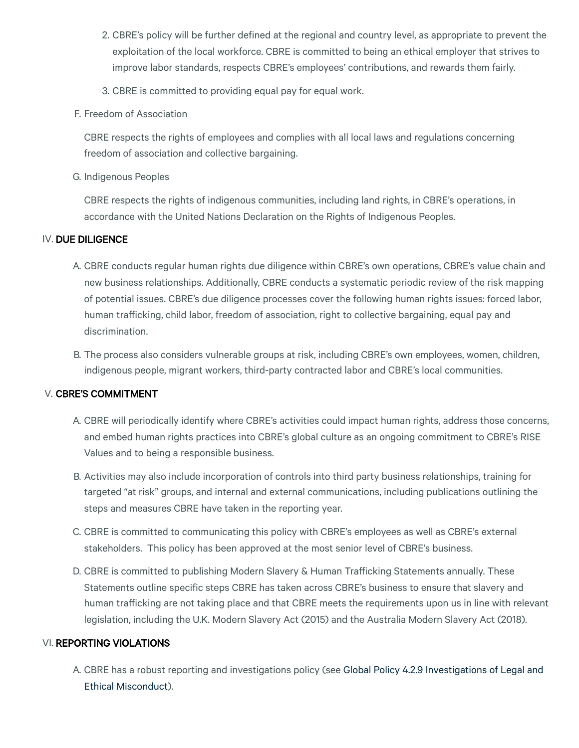2. CBRE's policy will be further defined at the regional and country level, as appropriate to prevent the exploitation of the local workforce. CBRE is committed to being an ethical employer that strives to improve labor standards, respects CBRE's employees' contributions, and rewards them fairly.

3. CBRE is committed to providing equal pay for equal work.

F. Freedom of Association

CBRE respects the rights of employees and complies with all local laws and regulations concerning freedom of association and collective bargaining.

G. Indigenous Peoples

CBRE respects the rights of indigenous communities, including land rights, in CBRE's operations, in accordance with the United Nations Declaration on the Rights of Indigenous Peoples.

## IV. DUE DILIGENCE

A. CBRE conducts regular human rights due diligence within CBRE's own operations, CBRE's value chain and new business relationships. Additionally, CBRE conducts a systematic periodic review of the risk mapping of potential issues. CBRE's due diligence processes cover the following human rights issues: forced labor, human trafficking, child labor, freedom of association, right to collective bargaining, equal pay and discrimination.

B. The process also considers vulnerable groups at risk, including CBRE's own employees, women, children, indigenous people, migrant workers, third-party contracted labor and CBRE's local communities.

## V. CBRE'S COMMITMENT

A. CBRE will periodically identify where CBRE's activities could impact human rights, address those concerns, and embed human rights practices into CBRE's global culture as an ongoing commitment to CBRE's RISE Values and to being a responsible business.

B. Activities may also include incorporation of controls into third party business relationships, training for targeted "at risk" groups, and internal and external communications, including publications outlining the steps and measures CBRE have taken in the reporting year.

C. CBRE is committed to communicating this policy with CBRE's employees as well as CBRE's external stakeholders. This policy has been approved at the most senior level of CBRE's business.

D. CBRE is committed to publishing Modern Slavery & Human Trafficking Statements annually. These Statements outline specific steps CBRE has taken across CBRE's business to ensure that slavery and human trafficking are not taking place and that CBRE meets the requirements upon us in line with relevant legislation, including the U.K. Modern Slavery Act (2015) and the Australia Modern Slavery Act (2018).

## VI. REPORTING VIOLATIONS

A. CBRE has a robust reporting and investigations policy (see Global Policy 4.2.9 Investigations of Legal and Ethical Misconduct).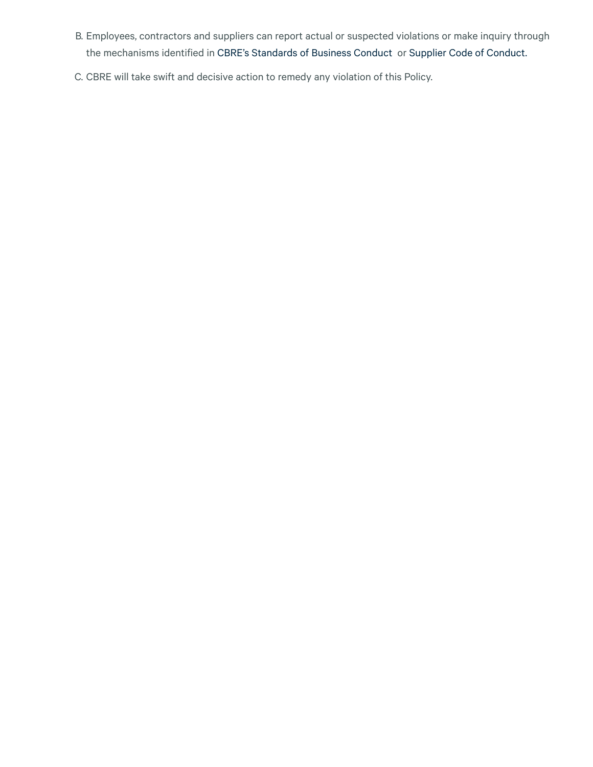B. Employees, contractors and suppliers can report actual or suspected violations or make inquiry through the mechanisms identified in CBRE's Standards of Business Conduct or Supplier Code of Conduct.

C. CBRE will take swift and decisive action to remedy any violation of this Policy.